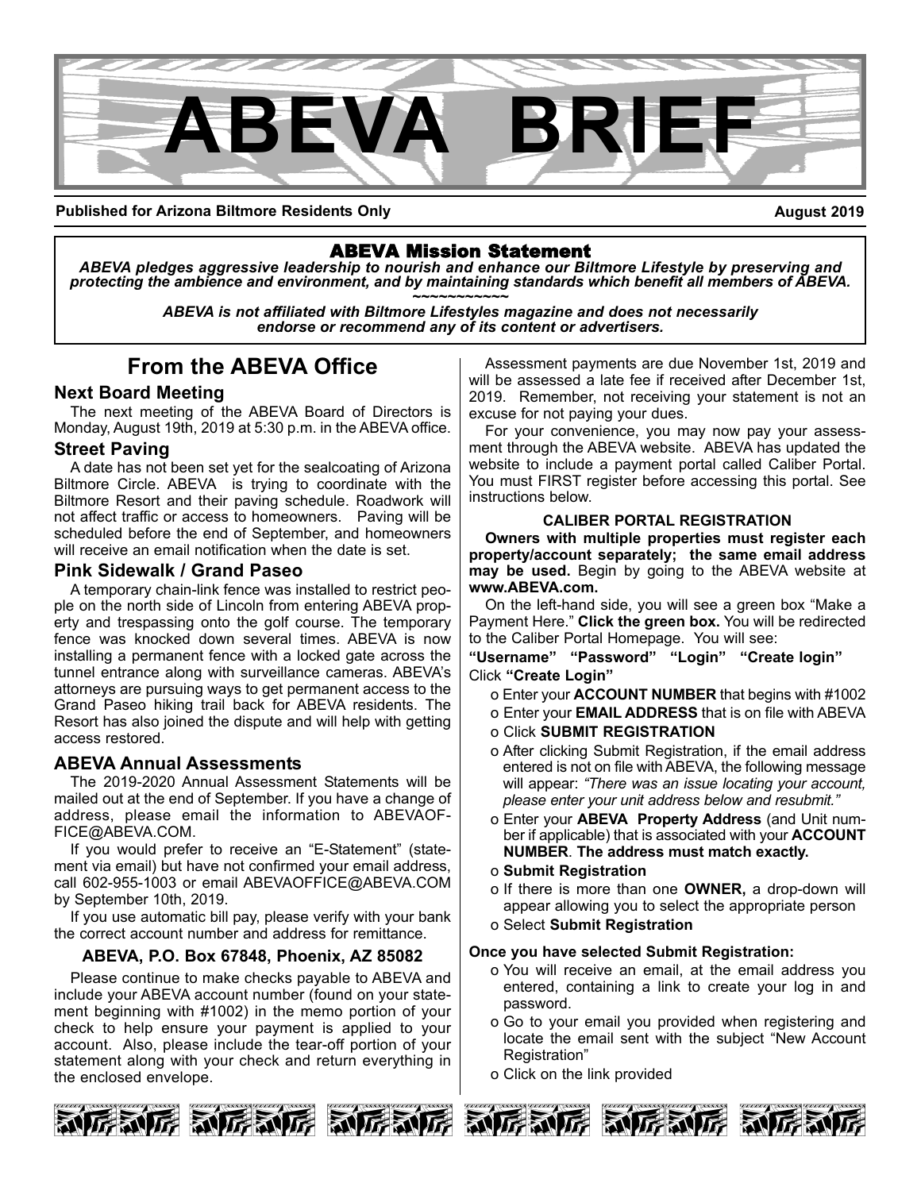# ABEVA BRIEF

**Published for Arizona Biltmore Residents Only** **August 2019**

**ABEVA Mission Statement**

***ABEVA pledges aggressive leadership to nourish and enhance our Biltmore Lifestyle by preserving and protecting the ambience and environment, and by maintaining standards which benefit all members of ABEVA.***

~~~~~~~~~~~~

***ABEVA is not affiliated with Biltmore Lifestyles magazine and does not necessarily endorse or recommend any of its content or advertisers.***

## From the ABEVA Office

### Next Board Meeting

The next meeting of the ABEVA Board of Directors is Monday, August 19th, 2019 at 5:30 p.m. in the ABEVA office.

### Street Paving

A date has not been set yet for the sealcoating of Arizona Biltmore Circle. ABEVA is trying to coordinate with the Biltmore Resort and their paving schedule. Roadwork will not affect traffic or access to homeowners. Paving will be scheduled before the end of September, and homeowners will receive an email notification when the date is set.

### Pink Sidewalk / Grand Paseo

A temporary chain-link fence was installed to restrict people on the north side of Lincoln from entering ABEVA property and trespassing onto the golf course. The temporary fence was knocked down several times. ABEVA is now installing a permanent fence with a locked gate across the tunnel entrance along with surveillance cameras. ABEVA's attorneys are pursuing ways to get permanent access to the Grand Paseo hiking trail back for ABEVA residents. The Resort has also joined the dispute and will help with getting access restored.

### ABEVA Annual Assessments

The 2019-2020 Annual Assessment Statements will be mailed out at the end of September. If you have a change of address, please email the information to ABEVAOFFICE@ABEVA.COM.

If you would prefer to receive an "E-Statement" (statement via email) but have not confirmed your email address, call 602-955-1003 or email ABEVAOFFICE@ABEVA.COM by September 10th, 2019.

If you use automatic bill pay, please verify with your bank the correct account number and address for remittance.

**ABEVA, P.O. Box 67848, Phoenix, AZ 85082**

Please continue to make checks payable to ABEVA and include your ABEVA account number (found on your statement beginning with #1002) in the memo portion of your check to help ensure your payment is applied to your account. Also, please include the tear-off portion of your statement along with your check and return everything in the enclosed envelope.

Assessment payments are due November 1st, 2019 and will be assessed a late fee if received after December 1st, 2019. Remember, not receiving your statement is not an excuse for not paying your dues.

For your convenience, you may now pay your assessment through the ABEVA website. ABEVA has updated the website to include a payment portal called Caliber Portal. You must FIRST register before accessing this portal. See instructions below.

**CALIBER PORTAL REGISTRATION**

**Owners with multiple properties must register each property/account separately; the same email address may be used.** Begin by going to the ABEVA website at **www.ABEVA.com.**

On the left-hand side, you will see a green box "Make a Payment Here." **Click the green box.** You will be redirected to the Caliber Portal Homepage. You will see:

**"Username" "Password" "Login" "Create login"**

Click **"Create Login"**

- Enter your **ACCOUNT NUMBER** that begins with #1002
- Enter your **EMAIL ADDRESS** that is on file with ABEVA
- Click **SUBMIT REGISTRATION**
- After clicking Submit Registration, if the email address entered is not on file with ABEVA, the following message will appear: *"There was an issue locating your account, please enter your unit address below and resubmit."*
- Enter your **ABEVA Property Address** (and Unit number if applicable) that is associated with your **ACCOUNT NUMBER**. **The address must match exactly.**
- **Submit Registration**
- If there is more than one **OWNER,** a drop-down will appear allowing you to select the appropriate person
- Select **Submit Registration**

**Once you have selected Submit Registration:**

- You will receive an email, at the email address you entered, containing a link to create your log in and password.
- Go to your email you provided when registering and locate the email sent with the subject "New Account Registration"
- Click on the link provided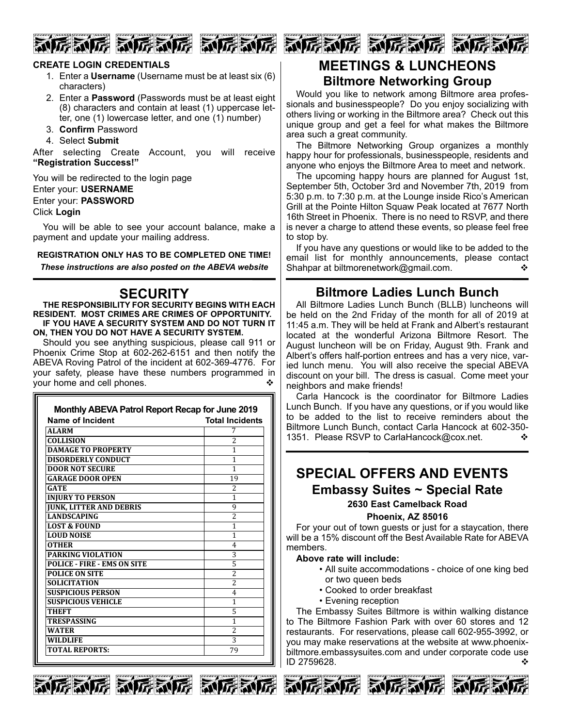**CREATE LOGIN CREDENTIALS**

1. Enter a **Username** (Username must be at least six (6) characters)
2. Enter a **Password** (Passwords must be at least eight (8) characters and contain at least (1) uppercase letter, one (1) lowercase letter, and one (1) number)
3. **Confirm** Password
4. Select **Submit**

After selecting Create Account, you will receive **"Registration Success!"**

You will be redirected to the login page
Enter your: **USERNAME**
Enter your: **PASSWORD**
Click **Login**

You will be able to see your account balance, make a payment and update your mailing address.

**REGISTRATION ONLY HAS TO BE COMPLETED ONE TIME!**

***These instructions are also posted on the ABEVA website***

## SECURITY

**THE RESPONSIBILITY FOR SECURITY BEGINS WITH EACH RESIDENT. MOST CRIMES ARE CRIMES OF OPPORTUNITY.**

**IF YOU HAVE A SECURITY SYSTEM AND DO NOT TURN IT ON, THEN YOU DO NOT HAVE A SECURITY SYSTEM.**

Should you see anything suspicious, please call 911 or Phoenix Crime Stop at 602-262-6151 and then notify the ABEVA Roving Patrol of the incident at 602-369-4776. For your safety, please have these numbers programmed in your home and cell phones. ❖

**Monthly ABEVA Patrol Report Recap for June 2019**

| Name of Incident | Total Incidents |
|---|---|
| ALARM | 7 |
| COLLISION | 2 |
| DAMAGE TO PROPERTY | 1 |
| DISORDERLY CONDUCT | 1 |
| DOOR NOT SECURE | 1 |
| GARAGE DOOR OPEN | 19 |
| GATE | 2 |
| INJURY TO PERSON | 1 |
| JUNK, LITTER AND DEBRIS | 9 |
| LANDSCAPING | 2 |
| LOST & FOUND | 1 |
| LOUD NOISE | 1 |
| OTHER | 4 |
| PARKING VIOLATION | 3 |
| POLICE - FIRE - EMS ON SITE | 5 |
| POLICE ON SITE | 2 |
| SOLICITATION | 2 |
| SUSPICIOUS PERSON | 4 |
| SUSPICIOUS VEHICLE | 1 |
| THEFT | 5 |
| TRESPASSING | 1 |
| WATER | 2 |
| WILDLIFE | 3 |
| TOTAL REPORTS: | 79 |

## MEETINGS & LUNCHEONS

### Biltmore Networking Group

Would you like to network among Biltmore area professionals and businesspeople? Do you enjoy socializing with others living or working in the Biltmore area? Check out this unique group and get a feel for what makes the Biltmore area such a great community.

The Biltmore Networking Group organizes a monthly happy hour for professionals, businesspeople, residents and anyone who enjoys the Biltmore Area to meet and network.

The upcoming happy hours are planned for August 1st, September 5th, October 3rd and November 7th, 2019 from 5:30 p.m. to 7:30 p.m. at the Lounge inside Rico's American Grill at the Pointe Hilton Squaw Peak located at 7677 North 16th Street in Phoenix. There is no need to RSVP, and there is never a charge to attend these events, so please feel free to stop by.

If you have any questions or would like to be added to the email list for monthly announcements, please contact Shahpar at biltmorenetwork@gmail.com. ❖

### Biltmore Ladies Lunch Bunch

All Biltmore Ladies Lunch Bunch (BLLB) luncheons will be held on the 2nd Friday of the month for all of 2019 at 11:45 a.m. They will be held at Frank and Albert's restaurant located at the wonderful Arizona Biltmore Resort. The August luncheon will be on Friday, August 9th. Frank and Albert's offers half-portion entrees and has a very nice, varied lunch menu. You will also receive the special ABEVA discount on your bill. The dress is casual. Come meet your neighbors and make friends!

Carla Hancock is the coordinator for Biltmore Ladies Lunch Bunch. If you have any questions, or if you would like to be added to the list to receive reminders about the Biltmore Lunch Bunch, contact Carla Hancock at 602-350-1351. Please RSVP to CarlaHancock@cox.net. ❖

## SPECIAL OFFERS AND EVENTS

### Embassy Suites ~ Special Rate

**2630 East Camelback Road**

**Phoenix, AZ 85016**

For your out of town guests or just for a staycation, there will be a 15% discount off the Best Available Rate for ABEVA members.

**Above rate will include:**

- All suite accommodations - choice of one king bed or two queen beds
- Cooked to order breakfast
- Evening reception

The Embassy Suites Biltmore is within walking distance to The Biltmore Fashion Park with over 60 stores and 12 restaurants. For reservations, please call 602-955-3992, or you may make reservations at the website at www.phoenix-biltmore.embassysuites.com and under corporate code use ID 2759628. ❖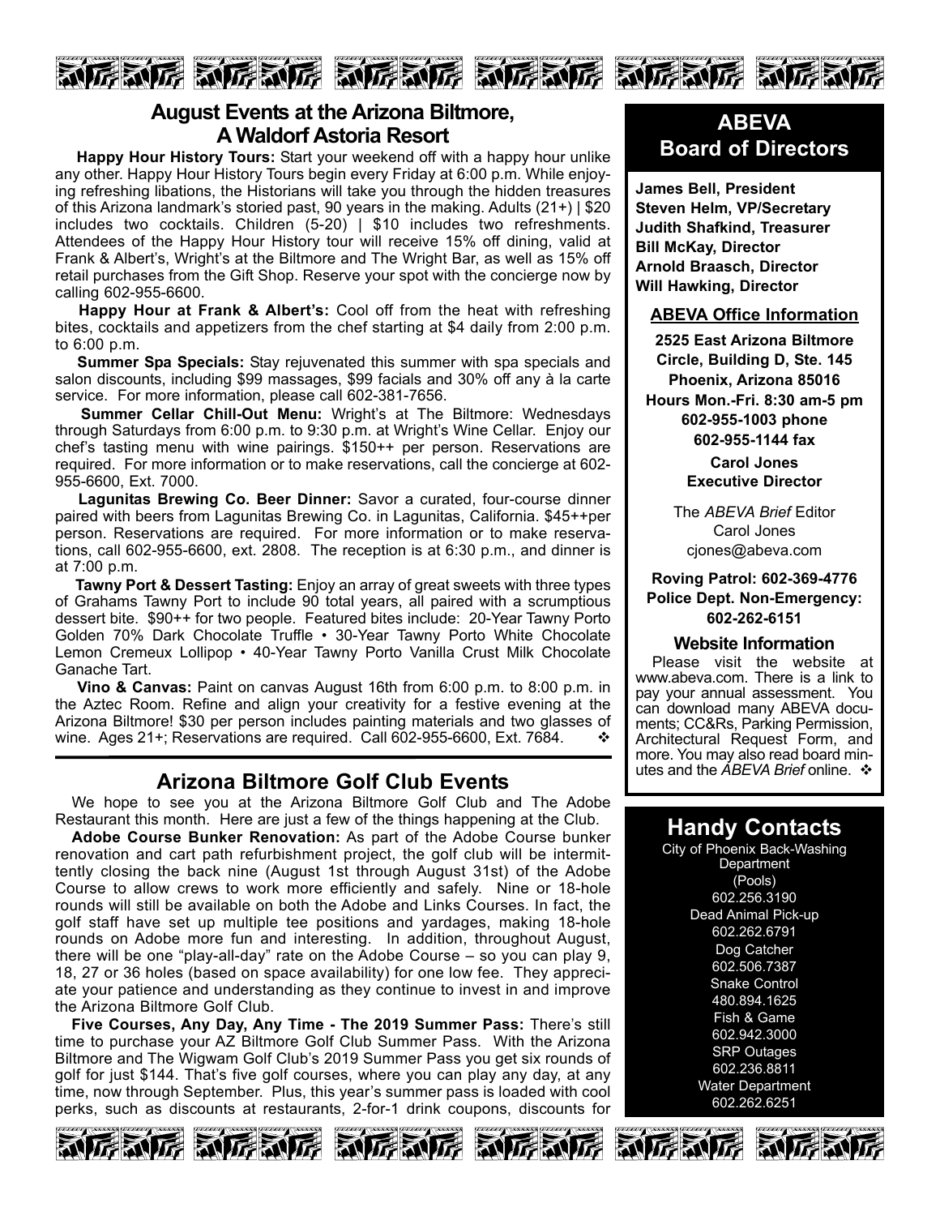## August Events at the Arizona Biltmore, A Waldorf Astoria Resort

**Happy Hour History Tours:** Start your weekend off with a happy hour unlike any other. Happy Hour History Tours begin every Friday at 6:00 p.m. While enjoying refreshing libations, the Historians will take you through the hidden treasures of this Arizona landmark's storied past, 90 years in the making. Adults (21+) | $20 includes two cocktails. Children (5-20) | $10 includes two refreshments. Attendees of the Happy Hour History tour will receive 15% off dining, valid at Frank & Albert's, Wright's at the Biltmore and The Wright Bar, as well as 15% off retail purchases from the Gift Shop. Reserve your spot with the concierge now by calling 602-955-6600.

**Happy Hour at Frank & Albert's:** Cool off from the heat with refreshing bites, cocktails and appetizers from the chef starting at $4 daily from 2:00 p.m. to 6:00 p.m.

**Summer Spa Specials:** Stay rejuvenated this summer with spa specials and salon discounts, including $99 massages, $99 facials and 30% off any à la carte service. For more information, please call 602-381-7656.

**Summer Cellar Chill-Out Menu:** Wright's at The Biltmore: Wednesdays through Saturdays from 6:00 p.m. to 9:30 p.m. at Wright's Wine Cellar. Enjoy our chef's tasting menu with wine pairings. $150++ per person. Reservations are required. For more information or to make reservations, call the concierge at 602-955-6600, Ext. 7000.

**Lagunitas Brewing Co. Beer Dinner:** Savor a curated, four-course dinner paired with beers from Lagunitas Brewing Co. in Lagunitas, California. $45++per person. Reservations are required. For more information or to make reservations, call 602-955-6600, ext. 2808. The reception is at 6:30 p.m., and dinner is at 7:00 p.m.

**Tawny Port & Dessert Tasting:** Enjoy an array of great sweets with three types of Grahams Tawny Port to include 90 total years, all paired with a scrumptious dessert bite. $90++ for two people. Featured bites include: 20-Year Tawny Porto Golden 70% Dark Chocolate Truffle • 30-Year Tawny Porto White Chocolate Lemon Cremeux Lollipop • 40-Year Tawny Porto Vanilla Crust Milk Chocolate Ganache Tart.

**Vino & Canvas:** Paint on canvas August 16th from 6:00 p.m. to 8:00 p.m. in the Aztec Room. Refine and align your creativity for a festive evening at the Arizona Biltmore! $30 per person includes painting materials and two glasses of wine. Ages 21+; Reservations are required. Call 602-955-6600, Ext. 7684. ❖

## Arizona Biltmore Golf Club Events

We hope to see you at the Arizona Biltmore Golf Club and The Adobe Restaurant this month. Here are just a few of the things happening at the Club.

**Adobe Course Bunker Renovation:** As part of the Adobe Course bunker renovation and cart path refurbishment project, the golf club will be intermittently closing the back nine (August 1st through August 31st) of the Adobe Course to allow crews to work more efficiently and safely. Nine or 18-hole rounds will still be available on both the Adobe and Links Courses. In fact, the golf staff have set up multiple tee positions and yardages, making 18-hole rounds on Adobe more fun and interesting. In addition, throughout August, there will be one "play-all-day" rate on the Adobe Course – so you can play 9, 18, 27 or 36 holes (based on space availability) for one low fee. They appreciate your patience and understanding as they continue to invest in and improve the Arizona Biltmore Golf Club.

**Five Courses, Any Day, Any Time - The 2019 Summer Pass:** There's still time to purchase your AZ Biltmore Golf Club Summer Pass. With the Arizona Biltmore and The Wigwam Golf Club's 2019 Summer Pass you get six rounds of golf for just $144. That's five golf courses, where you can play any day, at any time, now through September. Plus, this year's summer pass is loaded with cool perks, such as discounts at restaurants, 2-for-1 drink coupons, discounts for

## ABEVA Board of Directors

**James Bell, President**
**Steven Helm, VP/Secretary**
**Judith Shafkind, Treasurer**
**Bill McKay, Director**
**Arnold Braasch, Director**
**Will Hawking, Director**

### ABEVA Office Information

**2525 East Arizona Biltmore Circle, Building D, Ste. 145**
**Phoenix, Arizona 85016**
**Hours Mon.-Fri. 8:30 am-5 pm**
**602-955-1003 phone**
**602-955-1144 fax**

**Carol Jones**
**Executive Director**

The *ABEVA Brief* Editor
Carol Jones
cjones@abeva.com

**Roving Patrol: 602-369-4776**
**Police Dept. Non-Emergency: 602-262-6151**

### Website Information

Please visit the website at www.abeva.com. There is a link to pay your annual assessment. You can download many ABEVA documents; CC&Rs, Parking Permission, Architectural Request Form, and more. You may also read board minutes and the *ABEVA Brief* online. ❖

## Handy Contacts

City of Phoenix Back-Washing Department (Pools)
602.256.3190

Dead Animal Pick-up
602.262.6791

Dog Catcher
602.506.7387

Snake Control
480.894.1625

Fish & Game
602.942.3000

SRP Outages
602.236.8811

Water Department
602.262.6251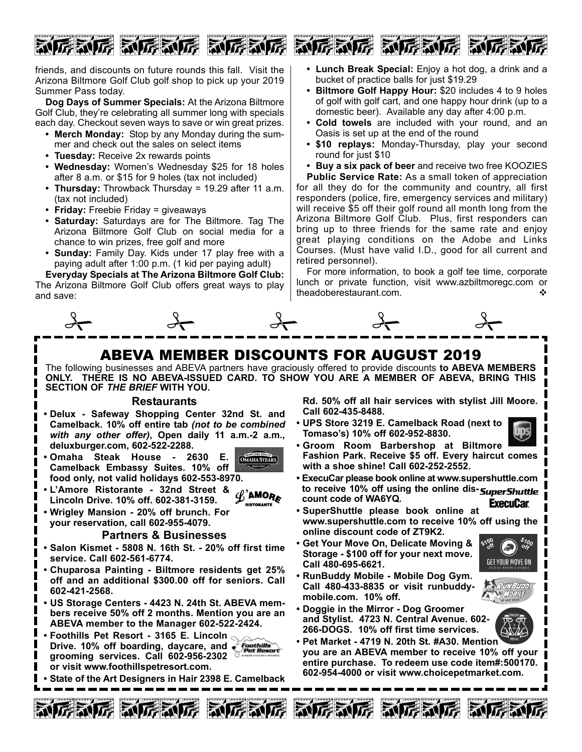friends, and discounts on future rounds this fall. Visit the Arizona Biltmore Golf Club golf shop to pick up your 2019 Summer Pass today.

**Dog Days of Summer Specials:** At the Arizona Biltmore Golf Club, they're celebrating all summer long with specials each day. Checkout seven ways to save or win great prizes.

- **Merch Monday:** Stop by any Monday during the summer and check out the sales on select items
- **Tuesday:** Receive 2x rewards points
- **Wednesday:** Women's Wednesday $25 for 18 holes after 8 a.m. or $15 for 9 holes (tax not included)
- **Thursday:** Throwback Thursday = 19.29 after 11 a.m. (tax not included)
- **Friday:** Freebie Friday = giveaways
- **Saturday:** Saturdays are for The Biltmore. Tag The Arizona Biltmore Golf Club on social media for a chance to win prizes, free golf and more
- **Sunday:** Family Day. Kids under 17 play free with a paying adult after 1:00 p.m. (1 kid per paying adult)

**Everyday Specials at The Arizona Biltmore Golf Club:** The Arizona Biltmore Golf Club offers great ways to play and save:

- **Lunch Break Special:** Enjoy a hot dog, a drink and a bucket of practice balls for just $19.29
- **Biltmore Golf Happy Hour:** $20 includes 4 to 9 holes of golf with golf cart, and one happy hour drink (up to a domestic beer). Available any day after 4:00 p.m.
- **Cold towels** are included with your round, and an Oasis is set up at the end of the round
- **$10 replays:** Monday-Thursday, play your second round for just $10
- **Buy a six pack of beer** and receive two free KOOZIES

**Public Service Rate:** As a small token of appreciation for all they do for the community and country, all first responders (police, fire, emergency services and military) will receive $5 off their golf round all month long from the Arizona Biltmore Golf Club. Plus, first responders can bring up to three friends for the same rate and enjoy great playing conditions on the Adobe and Links Courses. (Must have valid I.D., good for all current and retired personnel).

For more information, to book a golf tee time, corporate lunch or private function, visit www.azbiltmoregc.com or theadoberestaurant.com. ❖

## ABEVA MEMBER DISCOUNTS FOR AUGUST 2019

The following businesses and ABEVA partners have graciously offered to provide discounts **to ABEVA MEMBERS ONLY. THERE IS NO ABEVA-ISSUED CARD. TO SHOW YOU ARE A MEMBER OF ABEVA, BRING THIS SECTION OF *THE BRIEF* WITH YOU.**

### Restaurants

- **Delux - Safeway Shopping Center 32nd St. and Camelback. 10% off entire tab *(not to be combined with any other offer)*, Open daily 11 a.m.-2 a.m., deluxburger.com, 602-522-2288.**
- **Omaha Steak House - 2630 E. Camelback Embassy Suites. 10% off food only, not valid holidays 602-553-8970.**
- **L'Amore Ristorante - 32nd Street & Lincoln Drive. 10% off. 602-381-3159.**
- **Wrigley Mansion - 20% off brunch. For your reservation, call 602-955-4079.**

### Partners & Businesses

- **Salon Kismet - 5808 N. 16th St. - 20% off first time service. Call 602-561-6774.**
- **Chuparosa Painting - Biltmore residents get 25% off and an additional $300.00 off for seniors. Call 602-421-2568.**
- **US Storage Centers - 4423 N. 24th St. ABEVA members receive 50% off 2 months. Mention you are an ABEVA member to the Manager 602-522-2424.**
- **Foothills Pet Resort - 3165 E. Lincoln Drive. 10% off boarding, daycare, and grooming services. Call 602-956-2302 or visit www.foothillspetresort.com.**
- **State of the Art Designers in Hair 2398 E. Camelback Rd. 50% off all hair services with stylist Jill Moore. Call 602-435-8488.**
- **UPS Store 3219 E. Camelback Road (next to Tomaso's) 10% off 602-952-8830.**
- **Groom Room Barbershop at Biltmore Fashion Park. Receive $5 off. Every haircut comes with a shoe shine! Call 602-252-2552.**
- **ExecuCar please book online at www.supershuttle.com to receive 10% off using the online discount code of WA6YQ.**
- **SuperShuttle please book online at www.supershuttle.com to receive 10% off using the online discount code of ZT9K2.**
- **Get Your Move On, Delicate Moving & Storage - $100 off for your next move. Call 480-695-6621.**
- **RunBuddy Mobile - Mobile Dog Gym. Call 480-433-8835 or visit runbuddymobile.com. 10% off.**
- **Doggie in the Mirror - Dog Groomer and Stylist. 4723 N. Central Avenue. 602-266-DOGS. 10% off first time services.**
- **Pet Market - 4719 N. 20th St. #A30. Mention you are an ABEVA member to receive 10% off your entire purchase. To redeem use code item#:500170. 602-954-4000 or visit www.choicepetmarket.com.**